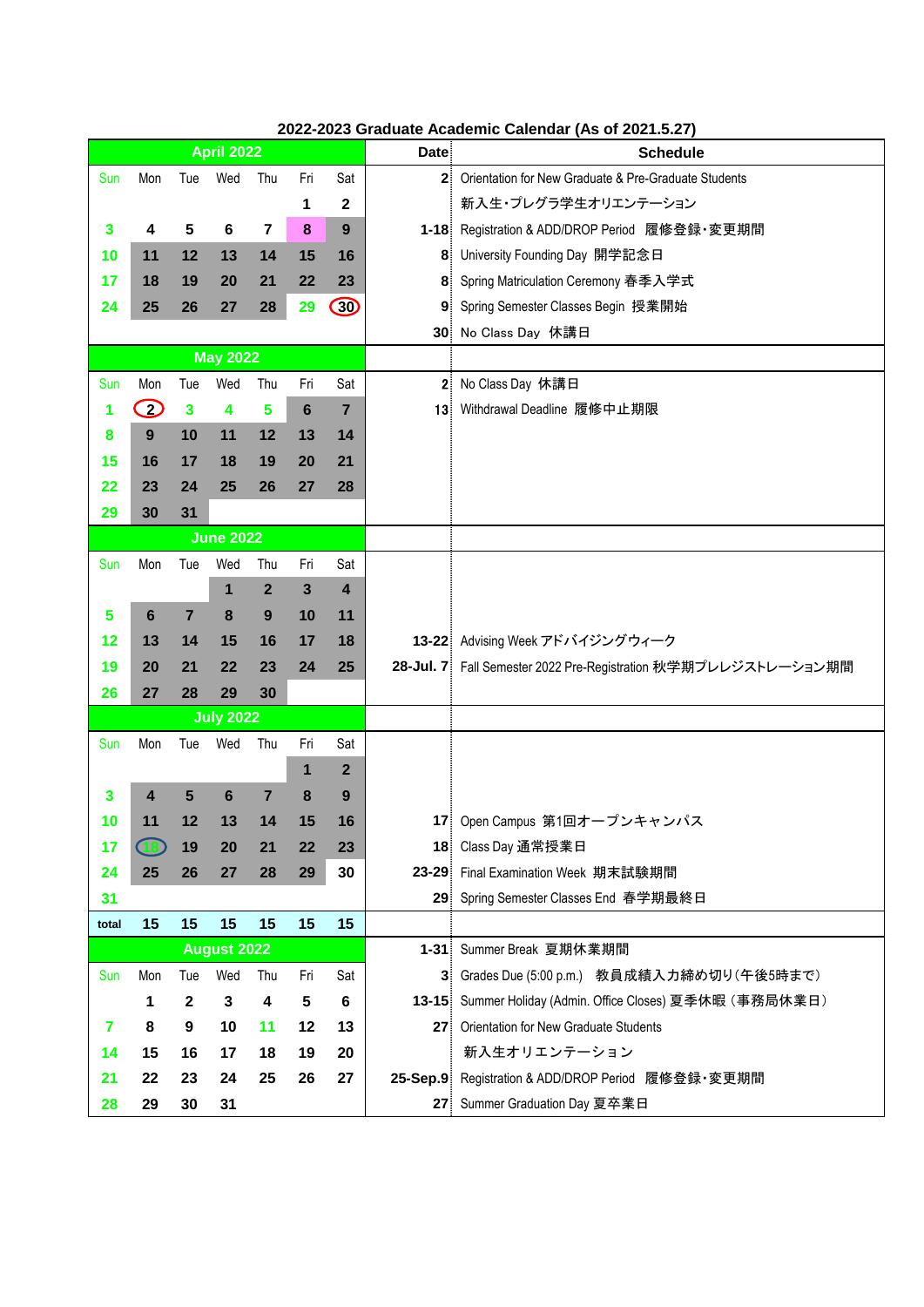# 2022-2023 Graduate Academic Calendar (As of 2021.5.27)

## April 2022

| Sun | Mon | Tue | Wed | Thu | Fri | Sat |
|---|---|---|---|---|---|---|
| | | | | | 1 | 2 |
| 3 | 4 | 5 | 6 | 7 | 8 | 9 |
| 10 | 11 | 12 | 13 | 14 | 15 | 16 |
| 17 | 18 | 19 | 20 | 21 | 22 | 23 |
| 24 | 25 | 26 | 27 | 28 | 29 | 30 |

| Date | Schedule |
|---|---|
| 2 | Orientation for New Graduate & Pre-Graduate Students 新入生・プレグラ学生オリエンテーション |
| 1-18 | Registration & ADD/DROP Period 履修登録・変更期間 |
| 8 | University Founding Day 開学記念日 |
| 8 | Spring Matriculation Ceremony 春季入学式 |
| 9 | Spring Semester Classes Begin 授業開始 |
| 30 | No Class Day 休講日 |

## May 2022

| Sun | Mon | Tue | Wed | Thu | Fri | Sat |
|---|---|---|---|---|---|---|
| 1 | 2 | 3 | 4 | 5 | 6 | 7 |
| 8 | 9 | 10 | 11 | 12 | 13 | 14 |
| 15 | 16 | 17 | 18 | 19 | 20 | 21 |
| 22 | 23 | 24 | 25 | 26 | 27 | 28 |
| 29 | 30 | 31 | | | | |

| Date | Schedule |
|---|---|
| 2 | No Class Day 休講日 |
| 13 | Withdrawal Deadline 履修中止期限 |

## June 2022

| Sun | Mon | Tue | Wed | Thu | Fri | Sat |
|---|---|---|---|---|---|---|
| | | | 1 | 2 | 3 | 4 |
| 5 | 6 | 7 | 8 | 9 | 10 | 11 |
| 12 | 13 | 14 | 15 | 16 | 17 | 18 |
| 19 | 20 | 21 | 22 | 23 | 24 | 25 |
| 26 | 27 | 28 | 29 | 30 | | |

| Date | Schedule |
|---|---|
| 13-22 | Advising Week アドバイジングウィーク |
| 28-Jul. 7 | Fall Semester 2022 Pre-Registration 秋学期プレレジストレーション期間 |

## July 2022

| Sun | Mon | Tue | Wed | Thu | Fri | Sat |
|---|---|---|---|---|---|---|
| | | | | | 1 | 2 |
| 3 | 4 | 5 | 6 | 7 | 8 | 9 |
| 10 | 11 | 12 | 13 | 14 | 15 | 16 |
| 17 | 18 | 19 | 20 | 21 | 22 | 23 |
| 24 | 25 | 26 | 27 | 28 | 29 | 30 |
| 31 | | | | | | |
| total | 15 | 15 | 15 | 15 | 15 | 15 |

| Date | Schedule |
|---|---|
| 17 | Open Campus 第1回オープンキャンパス |
| 18 | Class Day 通常授業日 |
| 23-29 | Final Examination Week 期末試験期間 |
| 29 | Spring Semester Classes End 春学期最終日 |

## August 2022

| Sun | Mon | Tue | Wed | Thu | Fri | Sat |
|---|---|---|---|---|---|---|
| | 1 | 2 | 3 | 4 | 5 | 6 |
| 7 | 8 | 9 | 10 | 11 | 12 | 13 |
| 14 | 15 | 16 | 17 | 18 | 19 | 20 |
| 21 | 22 | 23 | 24 | 25 | 26 | 27 |
| 28 | 29 | 30 | 31 | | | |

| Date | Schedule |
|---|---|
| 1-31 | Summer Break 夏期休業期間 |
| 3 | Grades Due (5:00 p.m.) 教員成績入力締め切り(午後5時まで) |
| 13-15 | Summer Holiday (Admin. Office Closes) 夏季休暇（事務局休業日） |
| 27 | Orientation for New Graduate Students 新入生オリエンテーション |
| 25-Sep.9 | Registration & ADD/DROP Period 履修登録・変更期間 |
| 27 | Summer Graduation Day 夏卒業日 |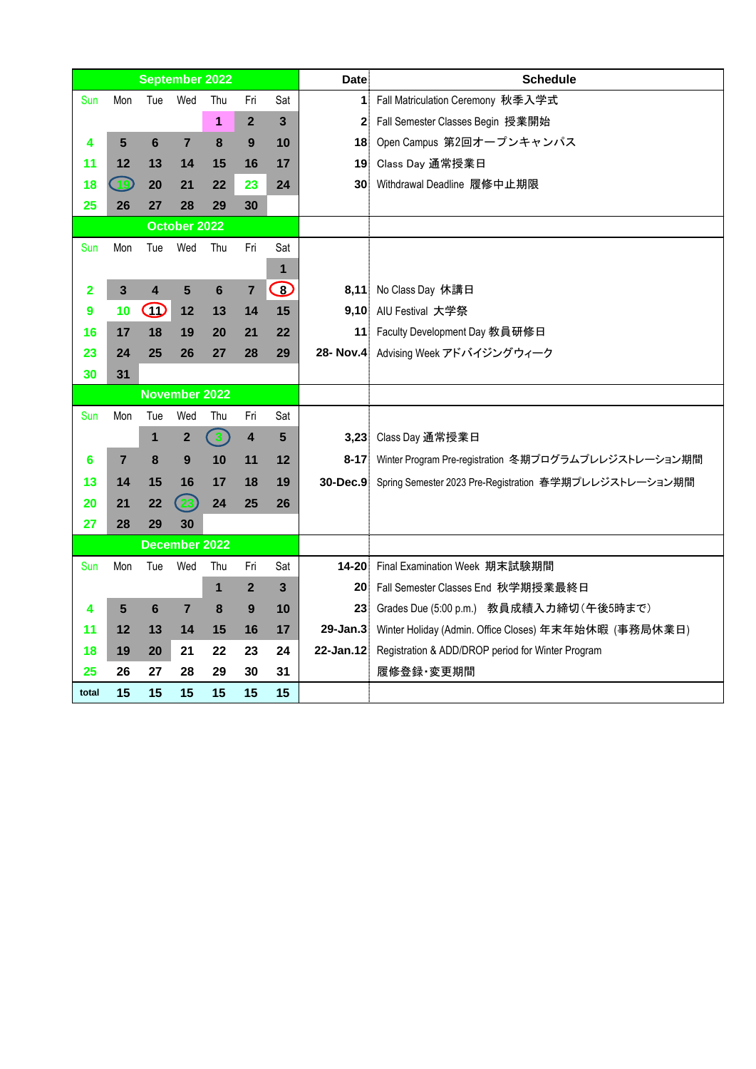| September 2022 | | | | | | | Date | Schedule |
|---|---|---|---|---|---|---|---|---|
| Sun | Mon | Tue | Wed | Thu | Fri | Sat | 1 | Fall Matriculation Ceremony 秋季入学式 |
| | | | | 1 | 2 | 3 | 2 | Fall Semester Classes Begin 授業開始 |
| 4 | 5 | 6 | 7 | 8 | 9 | 10 | 18 | Open Campus 第2回オープンキャンパス |
| 11 | 12 | 13 | 14 | 15 | 16 | 17 | 19 | Class Day 通常授業日 |
| 18 | 19 | 20 | 21 | 22 | 23 | 24 | 30 | Withdrawal Deadline 履修中止期限 |
| 25 | 26 | 27 | 28 | 29 | 30 | | | |
| **October 2022** | | | | | | | | |
| Sun | Mon | Tue | Wed | Thu | Fri | Sat | | |
| | | | | | | 1 | | |
| 2 | 3 | 4 | 5 | 6 | 7 | 8 | 8,11 | No Class Day 休講日 |
| 9 | 10 | 11 | 12 | 13 | 14 | 15 | 9,10 | AIU Festival 大学祭 |
| 16 | 17 | 18 | 19 | 20 | 21 | 22 | 11 | Faculty Development Day 教員研修日 |
| 23 | 24 | 25 | 26 | 27 | 28 | 29 | 28- Nov.4 | Advising Week アドバイジングウィーク |
| 30 | 31 | | | | | | | |
| **November 2022** | | | | | | | | |
| Sun | Mon | Tue | Wed | Thu | Fri | Sat | | |
| | | 1 | 2 | 3 | 4 | 5 | 3,23 | Class Day 通常授業日 |
| 6 | 7 | 8 | 9 | 10 | 11 | 12 | 8-17 | Winter Program Pre-registration 冬期プログラムプレレジストレーション期間 |
| 13 | 14 | 15 | 16 | 17 | 18 | 19 | 30-Dec.9 | Spring Semester 2023 Pre-Registration 春学期プレレジストレーション期間 |
| 20 | 21 | 22 | 23 | 24 | 25 | 26 | | |
| 27 | 28 | 29 | 30 | | | | | |
| **December 2022** | | | | | | | | |
| Sun | Mon | Tue | Wed | Thu | Fri | Sat | 14-20 | Final Examination Week 期末試験期間 |
| | | | | 1 | 2 | 3 | 20 | Fall Semester Classes End 秋学期授業最終日 |
| 4 | 5 | 6 | 7 | 8 | 9 | 10 | 23 | Grades Due (5:00 p.m.) 教員成績入力締切(午後5時まで) |
| 11 | 12 | 13 | 14 | 15 | 16 | 17 | 29-Jan.3 | Winter Holiday (Admin. Office Closes) 年末年始休暇 (事務局休業日) |
| 18 | 19 | 20 | 21 | 22 | 23 | 24 | 22-Jan.12 | Registration & ADD/DROP period for Winter Program |
| 25 | 26 | 27 | 28 | 29 | 30 | 31 | | 履修登録・変更期間 |
| total | 15 | 15 | 15 | 15 | 15 | 15 | | |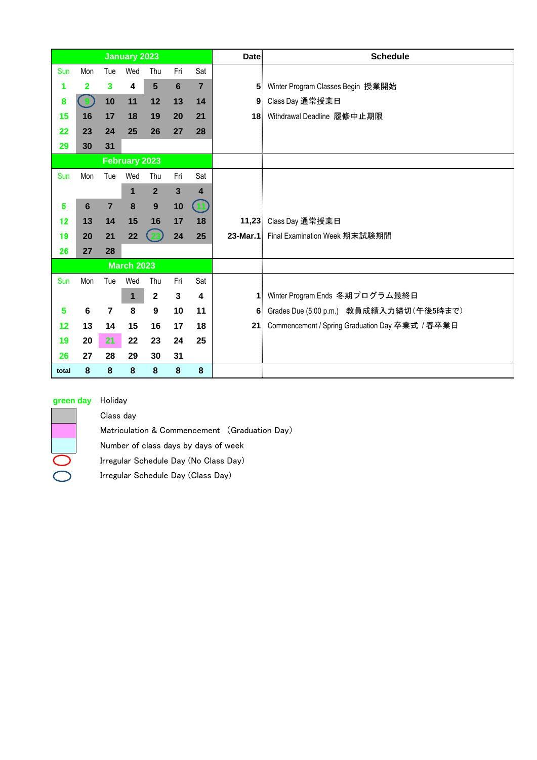| January 2023 | | | | | | | Date | Schedule |
|---|---|---|---|---|---|---|---|---|
| Sun | Mon | Tue | Wed | Thu | Fri | Sat | | |
| 1 | 2 | 3 | 4 | 5 | 6 | 7 | 5 | Winter Program Classes Begin 授業開始 |
| 8 | 9 | 10 | 11 | 12 | 13 | 14 | 9 | Class Day 通常授業日 |
| 15 | 16 | 17 | 18 | 19 | 20 | 21 | 18 | Withdrawal Deadline 履修中止期限 |
| 22 | 23 | 24 | 25 | 26 | 27 | 28 | | |
| 29 | 30 | 31 | | | | | | |
| February 2023 | | | | | | | | |
| Sun | Mon | Tue | Wed | Thu | Fri | Sat | | |
| | | | 1 | 2 | 3 | 4 | | |
| 5 | 6 | 7 | 8 | 9 | 10 | 11 | | |
| 12 | 13 | 14 | 15 | 16 | 17 | 18 | 11,23 | Class Day 通常授業日 |
| 19 | 20 | 21 | 22 | 23 | 24 | 25 | 23-Mar.1 | Final Examination Week 期末試験期間 |
| 26 | 27 | 28 | | | | | | |
| March 2023 | | | | | | | | |
| Sun | Mon | Tue | Wed | Thu | Fri | Sat | | |
| | | | 1 | 2 | 3 | 4 | 1 | Winter Program Ends 冬期プログラム最終日 |
| 5 | 6 | 7 | 8 | 9 | 10 | 11 | 6 | Grades Due (5:00 p.m.) 教員成績入力締切(午後5時まで) |
| 12 | 13 | 14 | 15 | 16 | 17 | 18 | 21 | Commencement / Spring Graduation Day 卒業式 / 春卒業日 |
| 19 | 20 | 21 | 22 | 23 | 24 | 25 | | |
| 26 | 27 | 28 | 29 | 30 | 31 | | | |
| total | 8 | 8 | 8 | 8 | 8 | 8 | | |

- green day: Holiday
- Gray: Class day
- Pink: Matriculation & Commencement (Graduation Day)
- Light blue: Number of class days by days of week
- Red circle: Irregular Schedule Day (No Class Day)
- Blue circle: Irregular Schedule Day (Class Day)